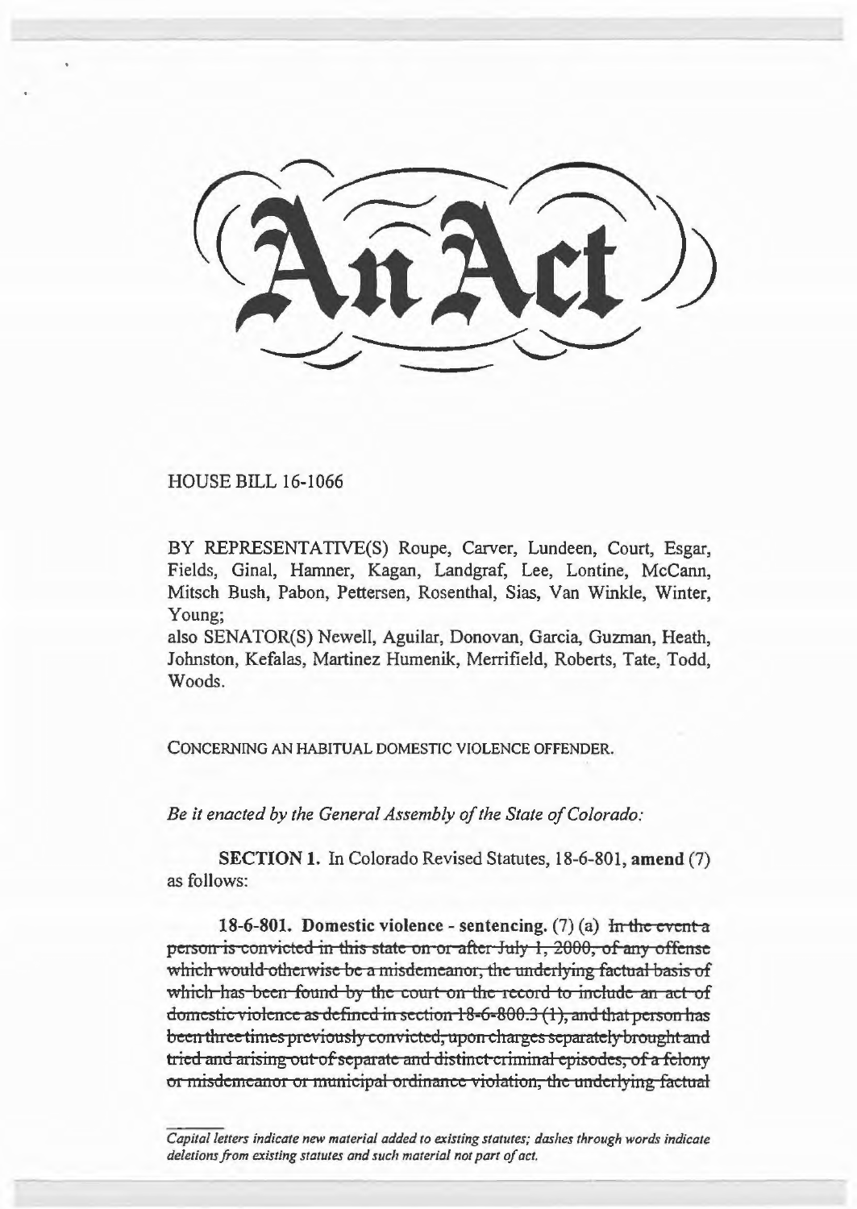# An Act

HOUSE BILL 16-1066

BY REPRESENTATIVE(S) Roupe, Carver, Lundeen, Court, Esgar, Fields, Ginal, Hamner, Kagan, Landgraf, Lee, Lontine, McCann, Mitsch Bush, Pabon, Pettersen, Rosenthal, Sias, Van Winkle, Winter, Young;
also SENATOR(S) Newell, Aguilar, Donovan, Garcia, Guzman, Heath, Johnston, Kefalas, Martinez Humenik, Merrifield, Roberts, Tate, Todd, Woods.

CONCERNING AN HABITUAL DOMESTIC VIOLENCE OFFENDER.

*Be it enacted by the General Assembly of the State of Colorado:*

**SECTION 1.** In Colorado Revised Statutes, 18-6-801, **amend** (7) as follows:

**18-6-801. Domestic violence - sentencing.** (7) (a) ~~In the event a person is convicted in this state on or after July 1, 2000, of any offense which would otherwise be a misdemeanor, the underlying factual basis of which has been found by the court on the record to include an act of domestic violence as defined in section 18-6-800.3 (1), and that person has been three times previously convicted, upon charges separately brought and tried and arising out of separate and distinct criminal episodes, of a felony or misdemeanor or municipal ordinance violation, the underlying factual~~

*Capital letters indicate new material added to existing statutes; dashes through words indicate deletions from existing statutes and such material not part of act.*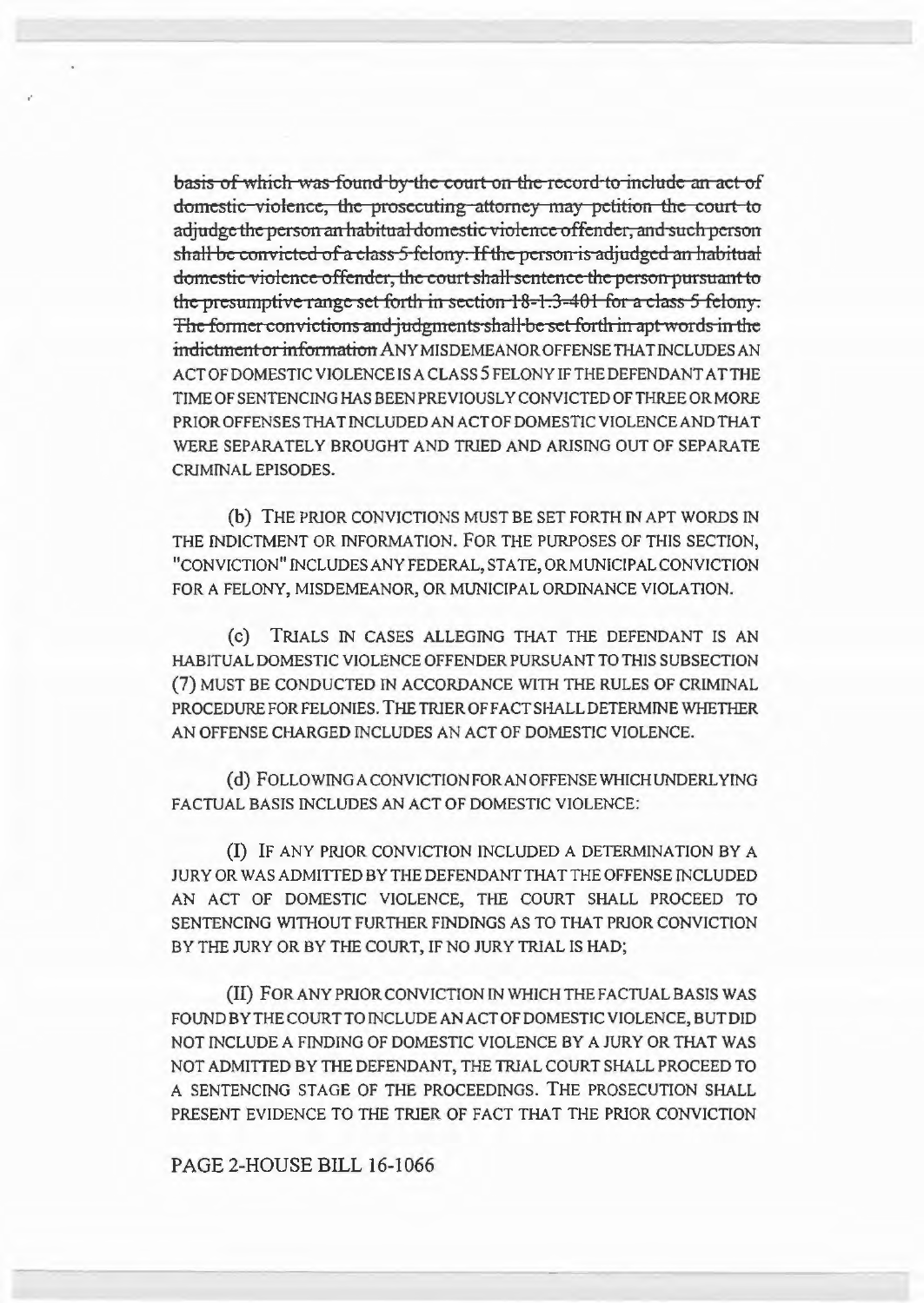~~basis of which was found by the court on the record to include an act of domestic violence, the prosecuting attorney may petition the court to adjudge the person an habitual domestic violence offender, and such person shall be convicted of a class 5 felony. If the person is adjudged an habitual domestic violence offender, the court shall sentence the person pursuant to the presumptive range set forth in section 18-1.3-401 for a class 5 felony. The former convictions and judgments shall be set forth in apt words in the indictment or information~~ ANY MISDEMEANOR OFFENSE THAT INCLUDES AN ACT OF DOMESTIC VIOLENCE IS A CLASS 5 FELONY IF THE DEFENDANT AT THE TIME OF SENTENCING HAS BEEN PREVIOUSLY CONVICTED OF THREE OR MORE PRIOR OFFENSES THAT INCLUDED AN ACT OF DOMESTIC VIOLENCE AND THAT WERE SEPARATELY BROUGHT AND TRIED AND ARISING OUT OF SEPARATE CRIMINAL EPISODES.

(b) THE PRIOR CONVICTIONS MUST BE SET FORTH IN APT WORDS IN THE INDICTMENT OR INFORMATION. FOR THE PURPOSES OF THIS SECTION, "CONVICTION" INCLUDES ANY FEDERAL, STATE, OR MUNICIPAL CONVICTION FOR A FELONY, MISDEMEANOR, OR MUNICIPAL ORDINANCE VIOLATION.

(c) TRIALS IN CASES ALLEGING THAT THE DEFENDANT IS AN HABITUAL DOMESTIC VIOLENCE OFFENDER PURSUANT TO THIS SUBSECTION (7) MUST BE CONDUCTED IN ACCORDANCE WITH THE RULES OF CRIMINAL PROCEDURE FOR FELONIES. THE TRIER OF FACT SHALL DETERMINE WHETHER AN OFFENSE CHARGED INCLUDES AN ACT OF DOMESTIC VIOLENCE.

(d) FOLLOWING A CONVICTION FOR AN OFFENSE WHICH UNDERLYING FACTUAL BASIS INCLUDES AN ACT OF DOMESTIC VIOLENCE:

(I) IF ANY PRIOR CONVICTION INCLUDED A DETERMINATION BY A JURY OR WAS ADMITTED BY THE DEFENDANT THAT THE OFFENSE INCLUDED AN ACT OF DOMESTIC VIOLENCE, THE COURT SHALL PROCEED TO SENTENCING WITHOUT FURTHER FINDINGS AS TO THAT PRIOR CONVICTION BY THE JURY OR BY THE COURT, IF NO JURY TRIAL IS HAD;

(II) FOR ANY PRIOR CONVICTION IN WHICH THE FACTUAL BASIS WAS FOUND BY THE COURT TO INCLUDE AN ACT OF DOMESTIC VIOLENCE, BUT DID NOT INCLUDE A FINDING OF DOMESTIC VIOLENCE BY A JURY OR THAT WAS NOT ADMITTED BY THE DEFENDANT, THE TRIAL COURT SHALL PROCEED TO A SENTENCING STAGE OF THE PROCEEDINGS. THE PROSECUTION SHALL PRESENT EVIDENCE TO THE TRIER OF FACT THAT THE PRIOR CONVICTION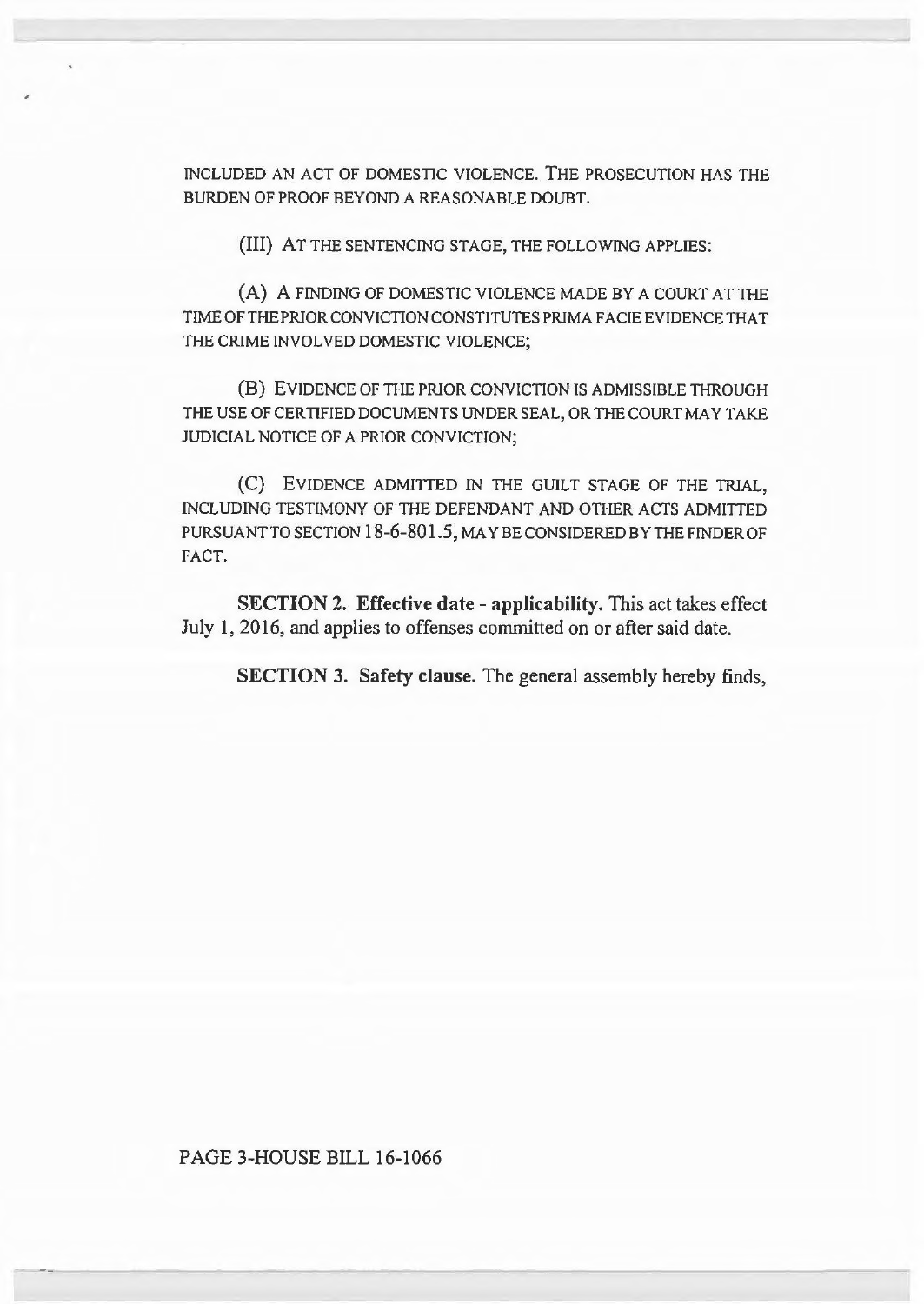INCLUDED AN ACT OF DOMESTIC VIOLENCE. THE PROSECUTION HAS THE BURDEN OF PROOF BEYOND A REASONABLE DOUBT.

(III) AT THE SENTENCING STAGE, THE FOLLOWING APPLIES:

(A) A FINDING OF DOMESTIC VIOLENCE MADE BY A COURT AT THE TIME OF THE PRIOR CONVICTION CONSTITUTES PRIMA FACIE EVIDENCE THAT THE CRIME INVOLVED DOMESTIC VIOLENCE;

(B) EVIDENCE OF THE PRIOR CONVICTION IS ADMISSIBLE THROUGH THE USE OF CERTIFIED DOCUMENTS UNDER SEAL, OR THE COURT MAY TAKE JUDICIAL NOTICE OF A PRIOR CONVICTION;

(C) EVIDENCE ADMITTED IN THE GUILT STAGE OF THE TRIAL, INCLUDING TESTIMONY OF THE DEFENDANT AND OTHER ACTS ADMITTED PURSUANT TO SECTION 18-6-801.5, MAY BE CONSIDERED BY THE FINDER OF FACT.

**SECTION 2. Effective date - applicability.** This act takes effect July 1, 2016, and applies to offenses committed on or after said date.

**SECTION 3. Safety clause.** The general assembly hereby finds,

PAGE 3-HOUSE BILL 16-1066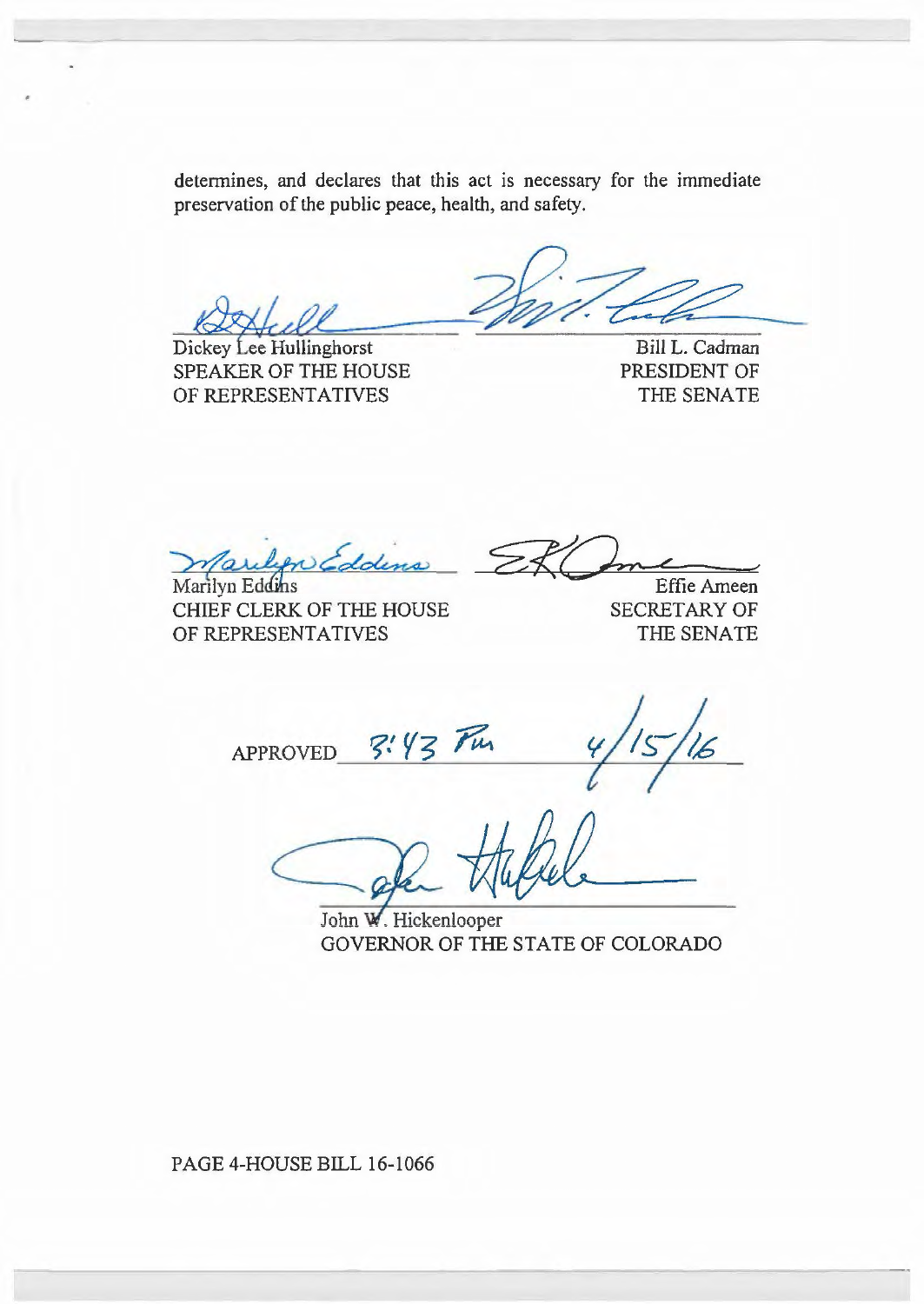determines, and declares that this act is necessary for the immediate preservation of the public peace, health, and safety.

Dickey Lee Hullinghorst
SPEAKER OF THE HOUSE
OF REPRESENTATIVES

Bill L. Cadman
PRESIDENT OF
THE SENATE

Marilyn Eddins
CHIEF CLERK OF THE HOUSE
OF REPRESENTATIVES

Effie Ameen
SECRETARY OF
THE SENATE

APPROVED 3:43 PM 4/15/16

John W. Hickenlooper
GOVERNOR OF THE STATE OF COLORADO

PAGE 4-HOUSE BILL 16-1066